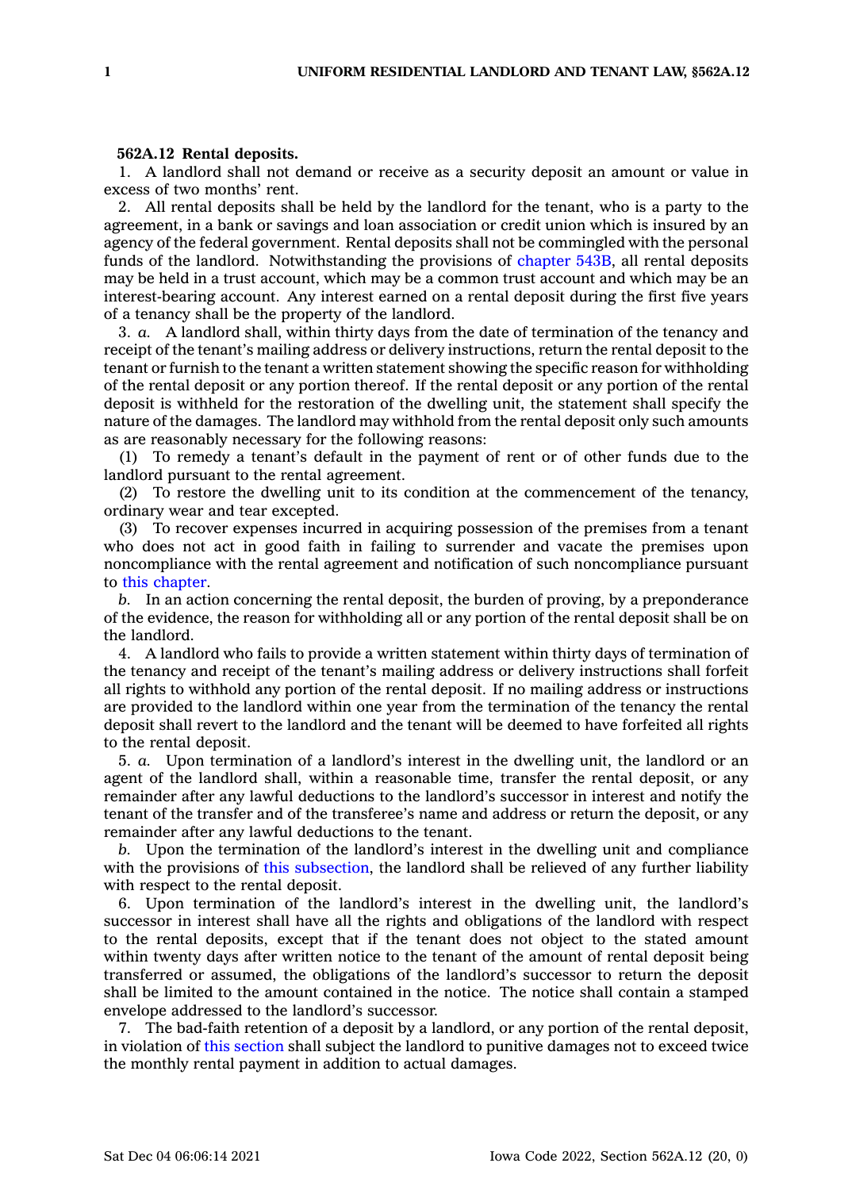**562A.12 Rental deposits.**

1. A landlord shall not demand or receive as a security deposit an amount or value in excess of two months' rent.

2. All rental deposits shall be held by the landlord for the tenant, who is a party to the agreement, in a bank or savings and loan association or credit union which is insured by an agency of the federal government. Rental deposits shall not be commingled with the personal funds of the landlord. Notwithstanding the provisions of chapter 543B, all rental deposits may be held in a trust account, which may be a common trust account and which may be an interest-bearing account. Any interest earned on a rental deposit during the first five years of a tenancy shall be the property of the landlord.

3. *a.* A landlord shall, within thirty days from the date of termination of the tenancy and receipt of the tenant's mailing address or delivery instructions, return the rental deposit to the tenant or furnish to the tenant a written statement showing the specific reason for withholding of the rental deposit or any portion thereof. If the rental deposit or any portion of the rental deposit is withheld for the restoration of the dwelling unit, the statement shall specify the nature of the damages. The landlord may withhold from the rental deposit only such amounts as are reasonably necessary for the following reasons:

(1) To remedy a tenant's default in the payment of rent or of other funds due to the landlord pursuant to the rental agreement.

(2) To restore the dwelling unit to its condition at the commencement of the tenancy, ordinary wear and tear excepted.

(3) To recover expenses incurred in acquiring possession of the premises from a tenant who does not act in good faith in failing to surrender and vacate the premises upon noncompliance with the rental agreement and notification of such noncompliance pursuant to this chapter.

*b.* In an action concerning the rental deposit, the burden of proving, by a preponderance of the evidence, the reason for withholding all or any portion of the rental deposit shall be on the landlord.

4. A landlord who fails to provide a written statement within thirty days of termination of the tenancy and receipt of the tenant's mailing address or delivery instructions shall forfeit all rights to withhold any portion of the rental deposit. If no mailing address or instructions are provided to the landlord within one year from the termination of the tenancy the rental deposit shall revert to the landlord and the tenant will be deemed to have forfeited all rights to the rental deposit.

5. *a.* Upon termination of a landlord's interest in the dwelling unit, the landlord or an agent of the landlord shall, within a reasonable time, transfer the rental deposit, or any remainder after any lawful deductions to the landlord's successor in interest and notify the tenant of the transfer and of the transferee's name and address or return the deposit, or any remainder after any lawful deductions to the tenant.

*b.* Upon the termination of the landlord's interest in the dwelling unit and compliance with the provisions of this subsection, the landlord shall be relieved of any further liability with respect to the rental deposit.

6. Upon termination of the landlord's interest in the dwelling unit, the landlord's successor in interest shall have all the rights and obligations of the landlord with respect to the rental deposits, except that if the tenant does not object to the stated amount within twenty days after written notice to the tenant of the amount of rental deposit being transferred or assumed, the obligations of the landlord's successor to return the deposit shall be limited to the amount contained in the notice. The notice shall contain a stamped envelope addressed to the landlord's successor.

7. The bad-faith retention of a deposit by a landlord, or any portion of the rental deposit, in violation of this section shall subject the landlord to punitive damages not to exceed twice the monthly rental payment in addition to actual damages.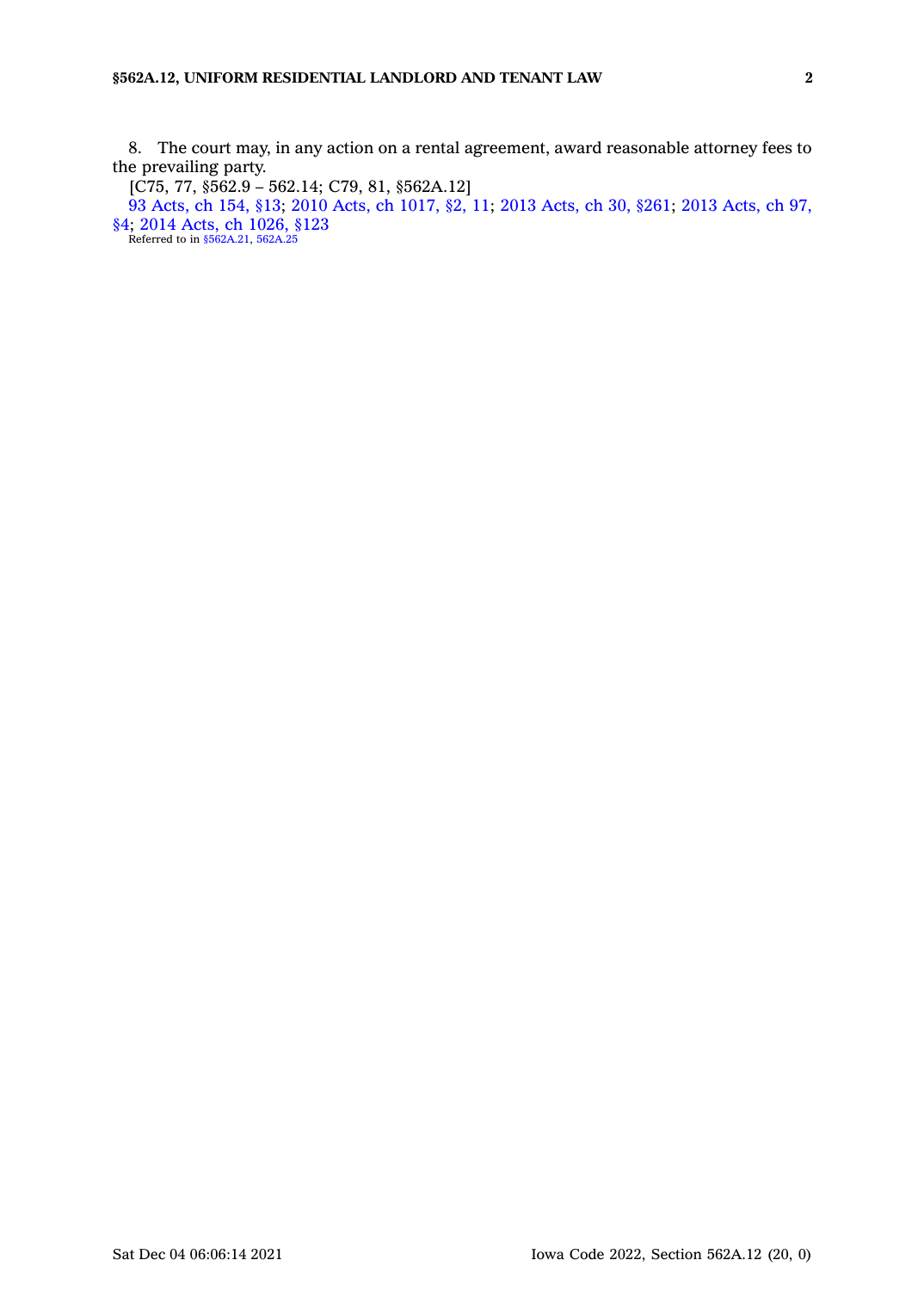8. The court may, in any action on a rental agreement, award reasonable attorney fees to the prevailing party.

[C75, 77, §562.9 – 562.14; C79, 81, §562A.12]

93 Acts, ch 154, §13; 2010 Acts, ch 1017, §2, 11; 2013 Acts, ch 30, §261; 2013 Acts, ch 97, §4; 2014 Acts, ch 1026, §123

Referred to in §562A.21, 562A.25